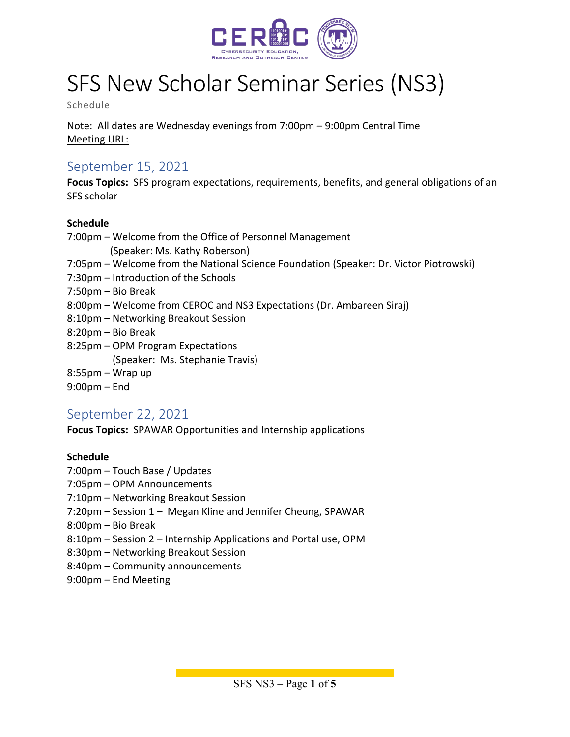# SFS New Scholar Seminar Series (NS3)

Schedule

Note: All dates are Wednesday evenings from 7:00pm – 9:00pm Central Time
Meeting URL:

## September 15, 2021

**Focus Topics:** SFS program expectations, requirements, benefits, and general obligations of an SFS scholar

**Schedule**

7:00pm – Welcome from the Office of Personnel Management
(Speaker: Ms. Kathy Roberson)
7:05pm – Welcome from the National Science Foundation (Speaker: Dr. Victor Piotrowski)
7:30pm – Introduction of the Schools
7:50pm – Bio Break
8:00pm – Welcome from CEROC and NS3 Expectations (Dr. Ambareen Siraj)
8:10pm – Networking Breakout Session
8:20pm – Bio Break
8:25pm – OPM Program Expectations
(Speaker: Ms. Stephanie Travis)
8:55pm – Wrap up
9:00pm – End

## September 22, 2021

**Focus Topics:** SPAWAR Opportunities and Internship applications

**Schedule**

7:00pm – Touch Base / Updates
7:05pm – OPM Announcements
7:10pm – Networking Breakout Session
7:20pm – Session 1 – Megan Kline and Jennifer Cheung, SPAWAR
8:00pm – Bio Break
8:10pm – Session 2 – Internship Applications and Portal use, OPM
8:30pm – Networking Breakout Session
8:40pm – Community announcements
9:00pm – End Meeting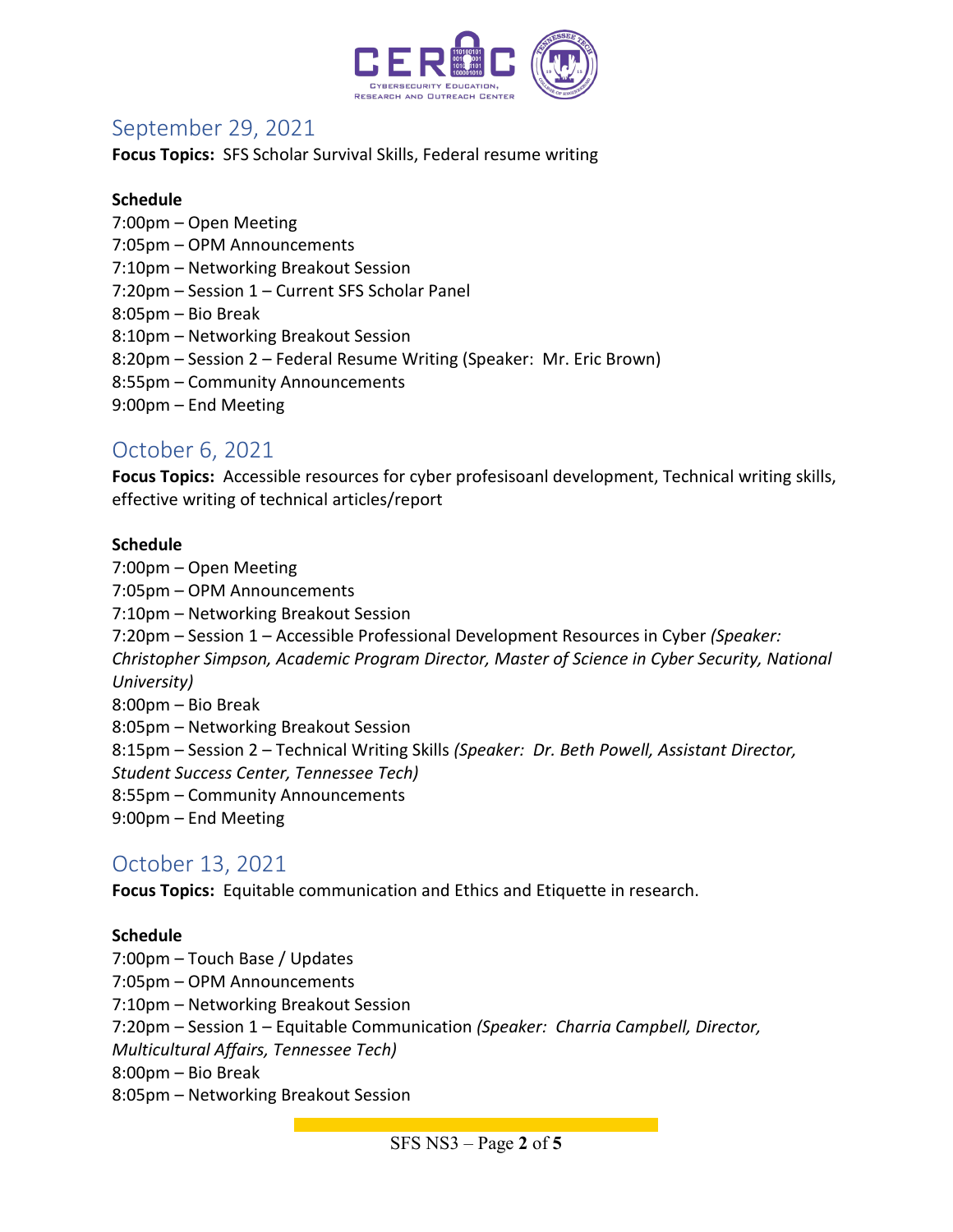## September 29, 2021

**Focus Topics:** SFS Scholar Survival Skills, Federal resume writing

**Schedule**

7:00pm – Open Meeting
7:05pm – OPM Announcements
7:10pm – Networking Breakout Session
7:20pm – Session 1 – Current SFS Scholar Panel
8:05pm – Bio Break
8:10pm – Networking Breakout Session
8:20pm – Session 2 – Federal Resume Writing (Speaker: Mr. Eric Brown)
8:55pm – Community Announcements
9:00pm – End Meeting

## October 6, 2021

**Focus Topics:** Accessible resources for cyber profesisoanl development, Technical writing skills, effective writing of technical articles/report

**Schedule**

7:00pm – Open Meeting
7:05pm – OPM Announcements
7:10pm – Networking Breakout Session
7:20pm – Session 1 – Accessible Professional Development Resources in Cyber *(Speaker: Christopher Simpson, Academic Program Director, Master of Science in Cyber Security, National University)*
8:00pm – Bio Break
8:05pm – Networking Breakout Session
8:15pm – Session 2 – Technical Writing Skills *(Speaker: Dr. Beth Powell, Assistant Director, Student Success Center, Tennessee Tech)*
8:55pm – Community Announcements
9:00pm – End Meeting

## October 13, 2021

**Focus Topics:** Equitable communication and Ethics and Etiquette in research.

**Schedule**

7:00pm – Touch Base / Updates
7:05pm – OPM Announcements
7:10pm – Networking Breakout Session
7:20pm – Session 1 – Equitable Communication *(Speaker: Charria Campbell, Director, Multicultural Affairs, Tennessee Tech)*
8:00pm – Bio Break
8:05pm – Networking Breakout Session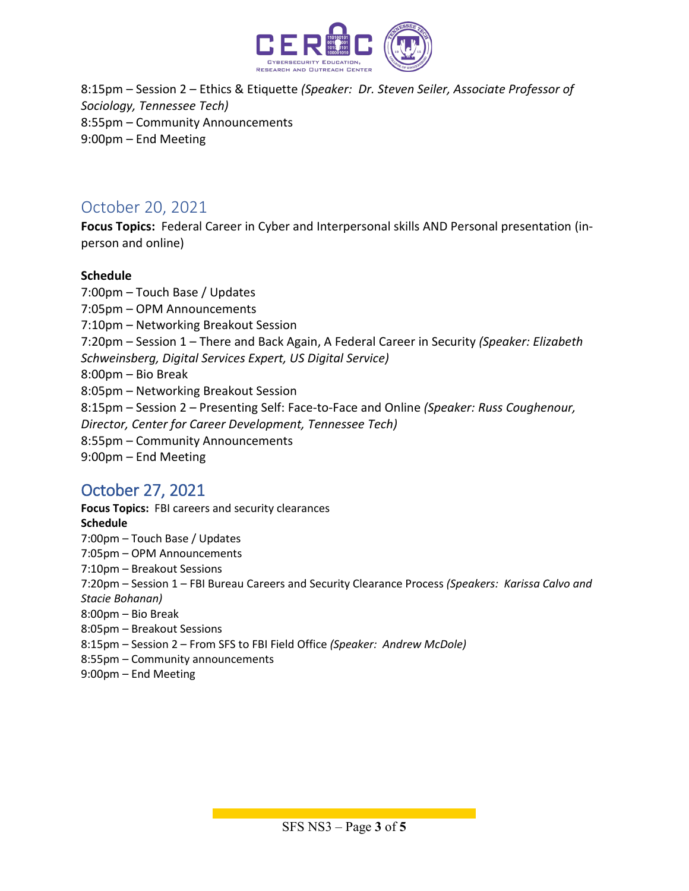8:15pm – Session 2 – Ethics & Etiquette *(Speaker: Dr. Steven Seiler, Associate Professor of Sociology, Tennessee Tech)*
8:55pm – Community Announcements
9:00pm – End Meeting

## October 20, 2021

**Focus Topics:** Federal Career in Cyber and Interpersonal skills AND Personal presentation (in-person and online)

**Schedule**

7:00pm – Touch Base / Updates
7:05pm – OPM Announcements
7:10pm – Networking Breakout Session
7:20pm – Session 1 – There and Back Again, A Federal Career in Security *(Speaker: Elizabeth Schweinsberg, Digital Services Expert, US Digital Service)*
8:00pm – Bio Break
8:05pm – Networking Breakout Session
8:15pm – Session 2 – Presenting Self: Face-to-Face and Online *(Speaker: Russ Coughenour, Director, Center for Career Development, Tennessee Tech)*
8:55pm – Community Announcements
9:00pm – End Meeting

## October 27, 2021

**Focus Topics:** FBI careers and security clearances
**Schedule**
7:00pm – Touch Base / Updates
7:05pm – OPM Announcements
7:10pm – Breakout Sessions
7:20pm – Session 1 – FBI Bureau Careers and Security Clearance Process *(Speakers: Karissa Calvo and Stacie Bohanan)*
8:00pm – Bio Break
8:05pm – Breakout Sessions
8:15pm – Session 2 – From SFS to FBI Field Office *(Speaker: Andrew McDole)*
8:55pm – Community announcements
9:00pm – End Meeting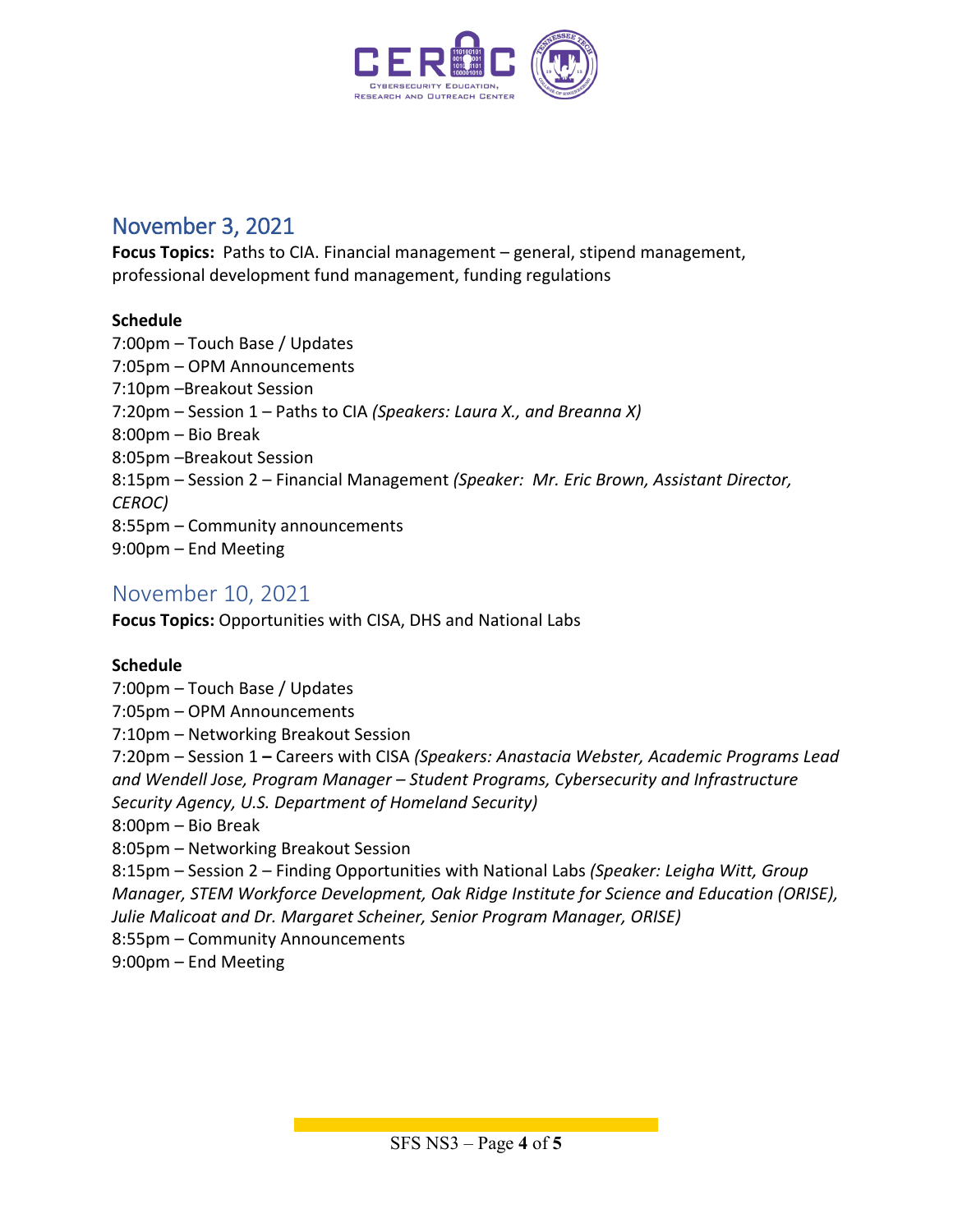## November 3, 2021

**Focus Topics:** Paths to CIA. Financial management – general, stipend management, professional development fund management, funding regulations

**Schedule**

7:00pm – Touch Base / Updates
7:05pm – OPM Announcements
7:10pm –Breakout Session
7:20pm – Session 1 – Paths to CIA *(Speakers: Laura X., and Breanna X)*
8:00pm – Bio Break
8:05pm –Breakout Session
8:15pm – Session 2 – Financial Management *(Speaker: Mr. Eric Brown, Assistant Director, CEROC)*
8:55pm – Community announcements
9:00pm – End Meeting

## November 10, 2021

**Focus Topics:** Opportunities with CISA, DHS and National Labs

**Schedule**

7:00pm – Touch Base / Updates
7:05pm – OPM Announcements
7:10pm – Networking Breakout Session
7:20pm – Session 1 **–** Careers with CISA *(Speakers: Anastacia Webster, Academic Programs Lead and Wendell Jose, Program Manager – Student Programs, Cybersecurity and Infrastructure Security Agency, U.S. Department of Homeland Security)*
8:00pm – Bio Break
8:05pm – Networking Breakout Session
8:15pm – Session 2 – Finding Opportunities with National Labs *(Speaker: Leigha Witt, Group Manager, STEM Workforce Development, Oak Ridge Institute for Science and Education (ORISE), Julie Malicoat and Dr. Margaret Scheiner, Senior Program Manager, ORISE)*
8:55pm – Community Announcements
9:00pm – End Meeting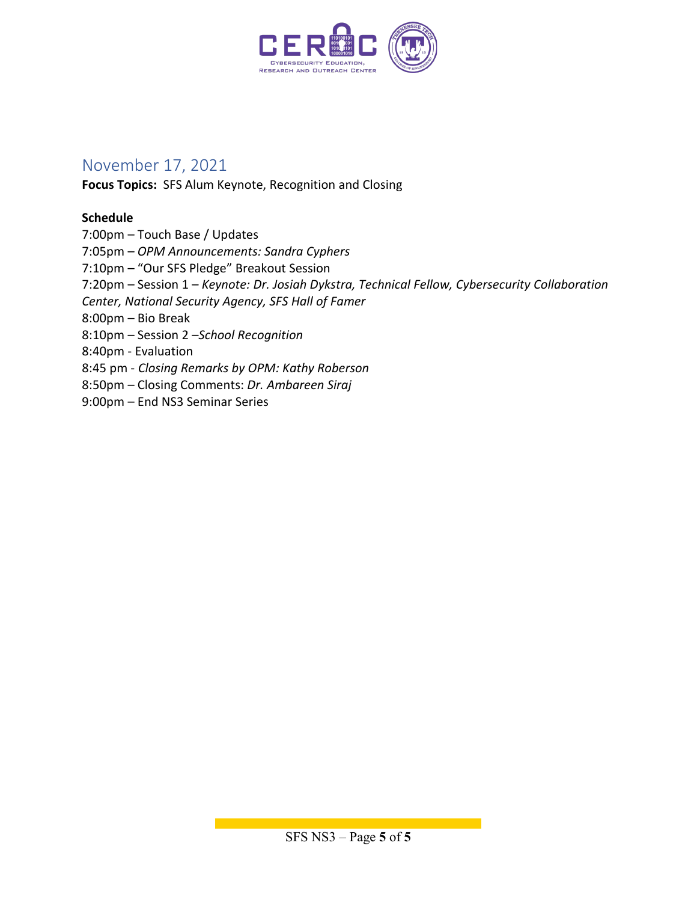## November 17, 2021

**Focus Topics:** SFS Alum Keynote, Recognition and Closing

**Schedule**

7:00pm – Touch Base / Updates
7:05pm – *OPM Announcements: Sandra Cyphers*
7:10pm – "Our SFS Pledge" Breakout Session
7:20pm – Session 1 – *Keynote: Dr. Josiah Dykstra, Technical Fellow, Cybersecurity Collaboration Center, National Security Agency, SFS Hall of Famer*
8:00pm – Bio Break
8:10pm – Session 2 –*School Recognition*
8:40pm - Evaluation
8:45 pm - *Closing Remarks by OPM: Kathy Roberson*
8:50pm – Closing Comments: *Dr. Ambareen Siraj*
9:00pm – End NS3 Seminar Series